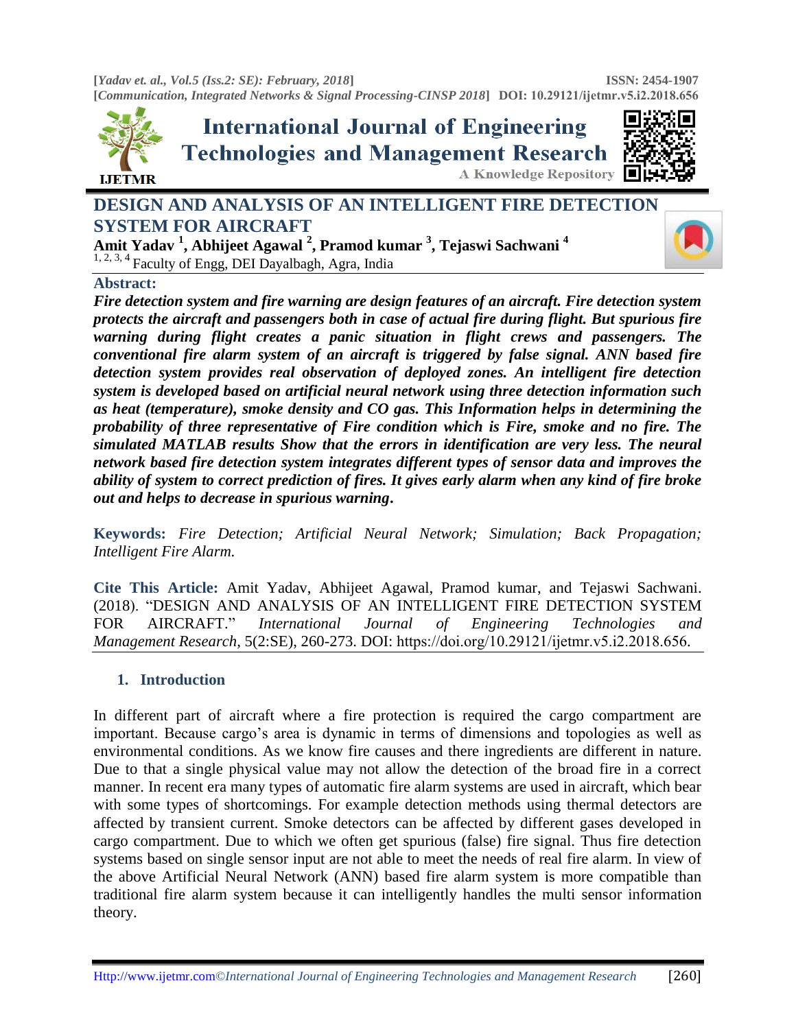# DESIGN AND ANALYSIS OF AN INTELLIGENT FIRE DETECTION SYSTEM FOR AIRCRAFT

**Amit Yadav [1], Abhijeet Agawal [2], Pramod kumar [3], Tejaswi Sachwani [4]**

[1, 2, 3, 4] Faculty of Engg, DEI Dayalbagh, Agra, India

## Abstract:

***Fire detection system and fire warning are design features of an aircraft. Fire detection system protects the aircraft and passengers both in case of actual fire during flight. But spurious fire warning during flight creates a panic situation in flight crews and passengers. The conventional fire alarm system of an aircraft is triggered by false signal. ANN based fire detection system provides real observation of deployed zones. An intelligent fire detection system is developed based on artificial neural network using three detection information such as heat (temperature), smoke density and CO gas. This Information helps in determining the probability of three representative of Fire condition which is Fire, smoke and no fire. The simulated MATLAB results Show that the errors in identification are very less. The neural network based fire detection system integrates different types of sensor data and improves the ability of system to correct prediction of fires. It gives early alarm when any kind of fire broke out and helps to decrease in spurious warning.***

**Keywords:** *Fire Detection; Artificial Neural Network; Simulation; Back Propagation; Intelligent Fire Alarm.*

**Cite This Article:** Amit Yadav, Abhijeet Agawal, Pramod kumar, and Tejaswi Sachwani. (2018). "DESIGN AND ANALYSIS OF AN INTELLIGENT FIRE DETECTION SYSTEM FOR AIRCRAFT." *International Journal of Engineering Technologies and Management Research,* 5(2:SE), 260-273. DOI: https://doi.org/10.29121/ijetmr.v5.i2.2018.656.

## 1. Introduction

In different part of aircraft where a fire protection is required the cargo compartment are important. Because cargo's area is dynamic in terms of dimensions and topologies as well as environmental conditions. As we know fire causes and there ingredients are different in nature. Due to that a single physical value may not allow the detection of the broad fire in a correct manner. In recent era many types of automatic fire alarm systems are used in aircraft, which bear with some types of shortcomings. For example detection methods using thermal detectors are affected by transient current. Smoke detectors can be affected by different gases developed in cargo compartment. Due to which we often get spurious (false) fire signal. Thus fire detection systems based on single sensor input are not able to meet the needs of real fire alarm. In view of the above Artificial Neural Network (ANN) based fire alarm system is more compatible than traditional fire alarm system because it can intelligently handles the multi sensor information theory.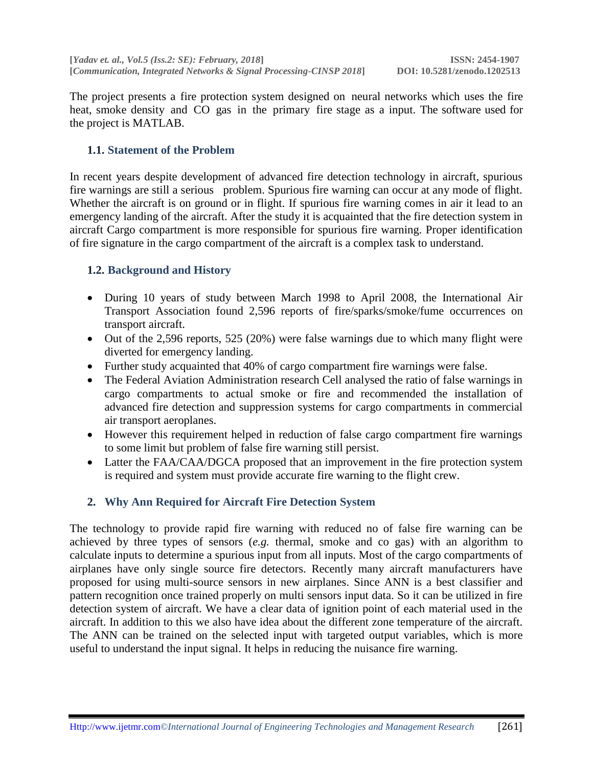The project presents a fire protection system designed on neural networks which uses the fire heat, smoke density and CO gas in the primary fire stage as a input. The software used for the project is MATLAB.

### 1.1. Statement of the Problem

In recent years despite development of advanced fire detection technology in aircraft, spurious fire warnings are still a serious problem. Spurious fire warning can occur at any mode of flight. Whether the aircraft is on ground or in flight. If spurious fire warning comes in air it lead to an emergency landing of the aircraft. After the study it is acquainted that the fire detection system in aircraft Cargo compartment is more responsible for spurious fire warning. Proper identification of fire signature in the cargo compartment of the aircraft is a complex task to understand.

### 1.2. Background and History

- During 10 years of study between March 1998 to April 2008, the International Air Transport Association found 2,596 reports of fire/sparks/smoke/fume occurrences on transport aircraft.
- Out of the 2,596 reports, 525 (20%) were false warnings due to which many flight were diverted for emergency landing.
- Further study acquainted that 40% of cargo compartment fire warnings were false.
- The Federal Aviation Administration research Cell analysed the ratio of false warnings in cargo compartments to actual smoke or fire and recommended the installation of advanced fire detection and suppression systems for cargo compartments in commercial air transport aeroplanes.
- However this requirement helped in reduction of false cargo compartment fire warnings to some limit but problem of false fire warning still persist.
- Latter the FAA/CAA/DGCA proposed that an improvement in the fire protection system is required and system must provide accurate fire warning to the flight crew.

## 2. Why Ann Required for Aircraft Fire Detection System

The technology to provide rapid fire warning with reduced no of false fire warning can be achieved by three types of sensors (*e.g.* thermal, smoke and co gas) with an algorithm to calculate inputs to determine a spurious input from all inputs. Most of the cargo compartments of airplanes have only single source fire detectors. Recently many aircraft manufacturers have proposed for using multi-source sensors in new airplanes. Since ANN is a best classifier and pattern recognition once trained properly on multi sensors input data. So it can be utilized in fire detection system of aircraft. We have a clear data of ignition point of each material used in the aircraft. In addition to this we also have idea about the different zone temperature of the aircraft. The ANN can be trained on the selected input with targeted output variables, which is more useful to understand the input signal. It helps in reducing the nuisance fire warning.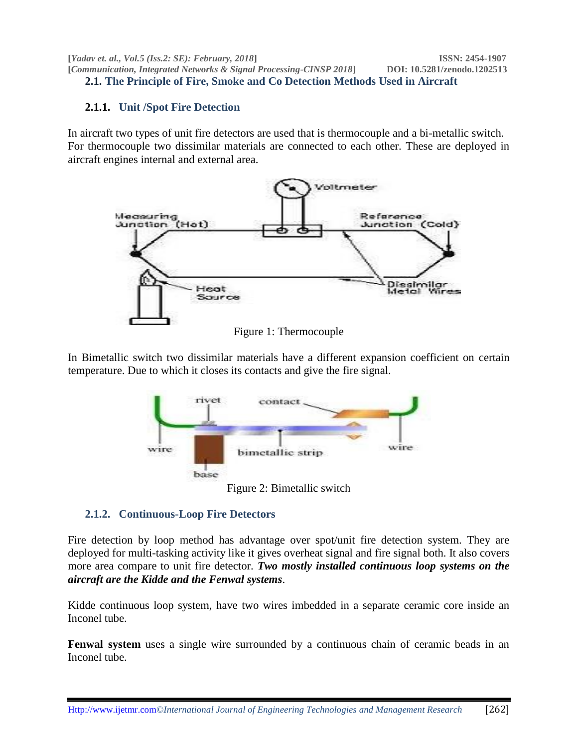## 2.1. The Principle of Fire, Smoke and Co Detection Methods Used in Aircraft

### 2.1.1. Unit /Spot Fire Detection

In aircraft two types of unit fire detectors are used that is thermocouple and a bi-metallic switch. For thermocouple two dissimilar materials are connected to each other. These are deployed in aircraft engines internal and external area.

Figure 1: Thermocouple

In Bimetallic switch two dissimilar materials have a different expansion coefficient on certain temperature. Due to which it closes its contacts and give the fire signal.

Figure 2: Bimetallic switch

### 2.1.2. Continuous-Loop Fire Detectors

Fire detection by loop method has advantage over spot/unit fire detection system. They are deployed for multi-tasking activity like it gives overheat signal and fire signal both. It also covers more area compare to unit fire detector. ***Two mostly installed continuous loop systems on the aircraft are the Kidde and the Fenwal systems***.

Kidde continuous loop system, have two wires imbedded in a separate ceramic core inside an Inconel tube.

**Fenwal system** uses a single wire surrounded by a continuous chain of ceramic beads in an Inconel tube.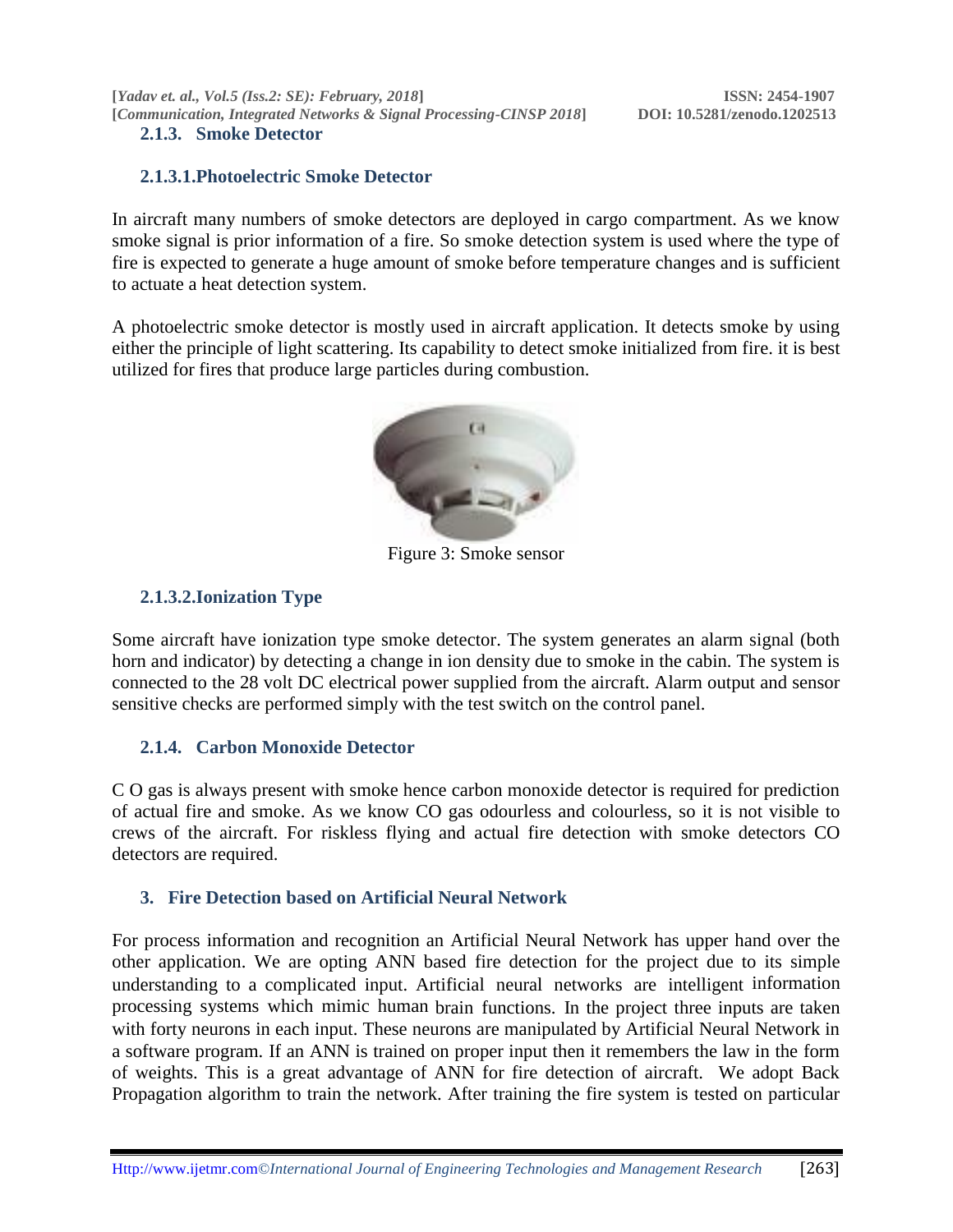### 2.1.3. Smoke Detector

#### 2.1.3.1.Photoelectric Smoke Detector

In aircraft many numbers of smoke detectors are deployed in cargo compartment. As we know smoke signal is prior information of a fire. So smoke detection system is used where the type of fire is expected to generate a huge amount of smoke before temperature changes and is sufficient to actuate a heat detection system.

A photoelectric smoke detector is mostly used in aircraft application. It detects smoke by using either the principle of light scattering. Its capability to detect smoke initialized from fire. it is best utilized for fires that produce large particles during combustion.

Figure 3: Smoke sensor

#### 2.1.3.2.Ionization Type

Some aircraft have ionization type smoke detector. The system generates an alarm signal (both horn and indicator) by detecting a change in ion density due to smoke in the cabin. The system is connected to the 28 volt DC electrical power supplied from the aircraft. Alarm output and sensor sensitive checks are performed simply with the test switch on the control panel.

### 2.1.4. Carbon Monoxide Detector

C O gas is always present with smoke hence carbon monoxide detector is required for prediction of actual fire and smoke. As we know CO gas odourless and colourless, so it is not visible to crews of the aircraft. For riskless flying and actual fire detection with smoke detectors CO detectors are required.

## 3. Fire Detection based on Artificial Neural Network

For process information and recognition an Artificial Neural Network has upper hand over the other application. We are opting ANN based fire detection for the project due to its simple understanding to a complicated input. Artificial neural networks are intelligent information processing systems which mimic human brain functions. In the project three inputs are taken with forty neurons in each input. These neurons are manipulated by Artificial Neural Network in a software program. If an ANN is trained on proper input then it remembers the law in the form of weights. This is a great advantage of ANN for fire detection of aircraft. We adopt Back Propagation algorithm to train the network. After training the fire system is tested on particular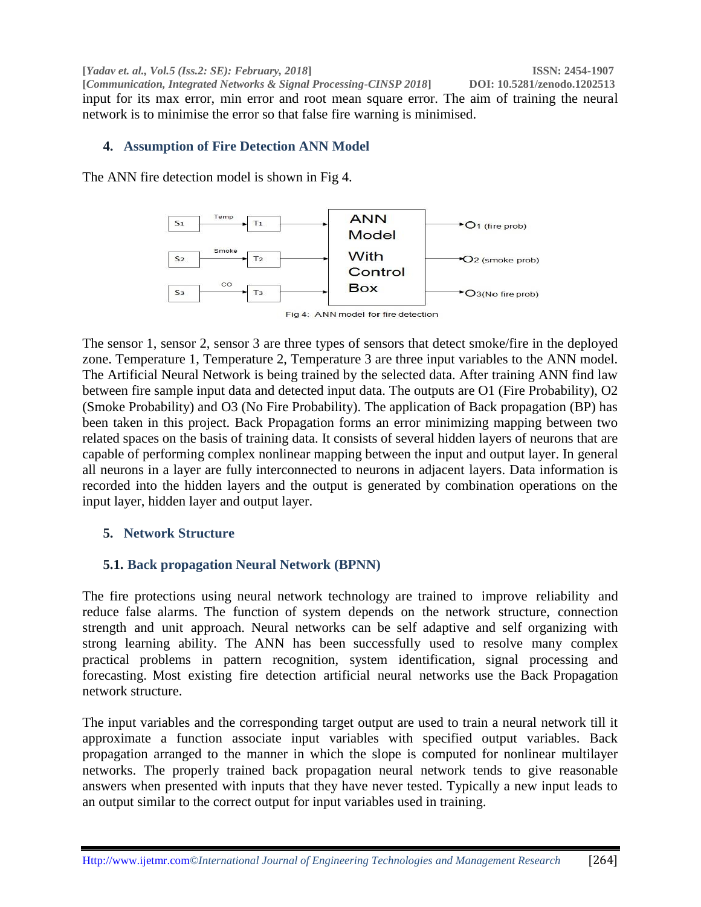input for its max error, min error and root mean square error. The aim of training the neural network is to minimise the error so that false fire warning is minimised.

## 4. Assumption of Fire Detection ANN Model

The ANN fire detection model is shown in Fig 4.

Fig 4: ANN model for fire detection

The sensor 1, sensor 2, sensor 3 are three types of sensors that detect smoke/fire in the deployed zone. Temperature 1, Temperature 2, Temperature 3 are three input variables to the ANN model. The Artificial Neural Network is being trained by the selected data. After training ANN find law between fire sample input data and detected input data. The outputs are O1 (Fire Probability), O2 (Smoke Probability) and O3 (No Fire Probability). The application of Back propagation (BP) has been taken in this project. Back Propagation forms an error minimizing mapping between two related spaces on the basis of training data. It consists of several hidden layers of neurons that are capable of performing complex nonlinear mapping between the input and output layer. In general all neurons in a layer are fully interconnected to neurons in adjacent layers. Data information is recorded into the hidden layers and the output is generated by combination operations on the input layer, hidden layer and output layer.

## 5. Network Structure

### 5.1. Back propagation Neural Network (BPNN)

The fire protections using neural network technology are trained to improve reliability and reduce false alarms. The function of system depends on the network structure, connection strength and unit approach. Neural networks can be self adaptive and self organizing with strong learning ability. The ANN has been successfully used to resolve many complex practical problems in pattern recognition, system identification, signal processing and forecasting. Most existing fire detection artificial neural networks use the Back Propagation network structure.

The input variables and the corresponding target output are used to train a neural network till it approximate a function associate input variables with specified output variables. Back propagation arranged to the manner in which the slope is computed for nonlinear multilayer networks. The properly trained back propagation neural network tends to give reasonable answers when presented with inputs that they have never tested. Typically a new input leads to an output similar to the correct output for input variables used in training.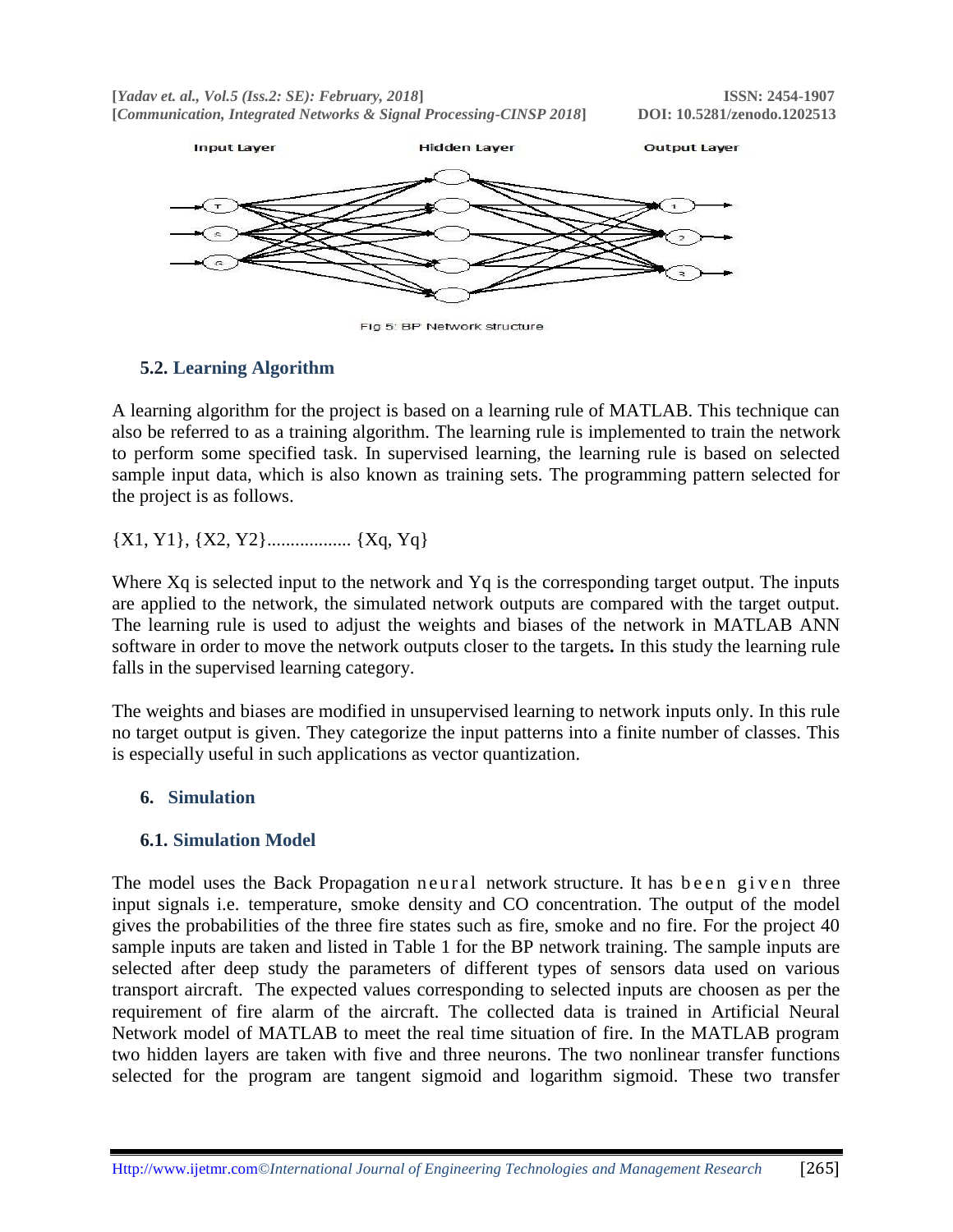Fig 5: BP Network structure

### 5.2. Learning Algorithm

A learning algorithm for the project is based on a learning rule of MATLAB. This technique can also be referred to as a training algorithm. The learning rule is implemented to train the network to perform some specified task. In supervised learning, the learning rule is based on selected sample input data, which is also known as training sets. The programming pattern selected for the project is as follows.

{X1, Y1}, {X2, Y2}.................. {Xq, Yq}

Where Xq is selected input to the network and Yq is the corresponding target output. The inputs are applied to the network, the simulated network outputs are compared with the target output. The learning rule is used to adjust the weights and biases of the network in MATLAB ANN software in order to move the network outputs closer to the targets**.** In this study the learning rule falls in the supervised learning category.

The weights and biases are modified in unsupervised learning to network inputs only. In this rule no target output is given. They categorize the input patterns into a finite number of classes. This is especially useful in such applications as vector quantization.

## 6. Simulation

### 6.1. Simulation Model

The model uses the Back Propagation neural network structure. It has been given three input signals i.e. temperature, smoke density and CO concentration. The output of the model gives the probabilities of the three fire states such as fire, smoke and no fire. For the project 40 sample inputs are taken and listed in Table 1 for the BP network training. The sample inputs are selected after deep study the parameters of different types of sensors data used on various transport aircraft. The expected values corresponding to selected inputs are choosen as per the requirement of fire alarm of the aircraft. The collected data is trained in Artificial Neural Network model of MATLAB to meet the real time situation of fire. In the MATLAB program two hidden layers are taken with five and three neurons. The two nonlinear transfer functions selected for the program are tangent sigmoid and logarithm sigmoid. These two transfer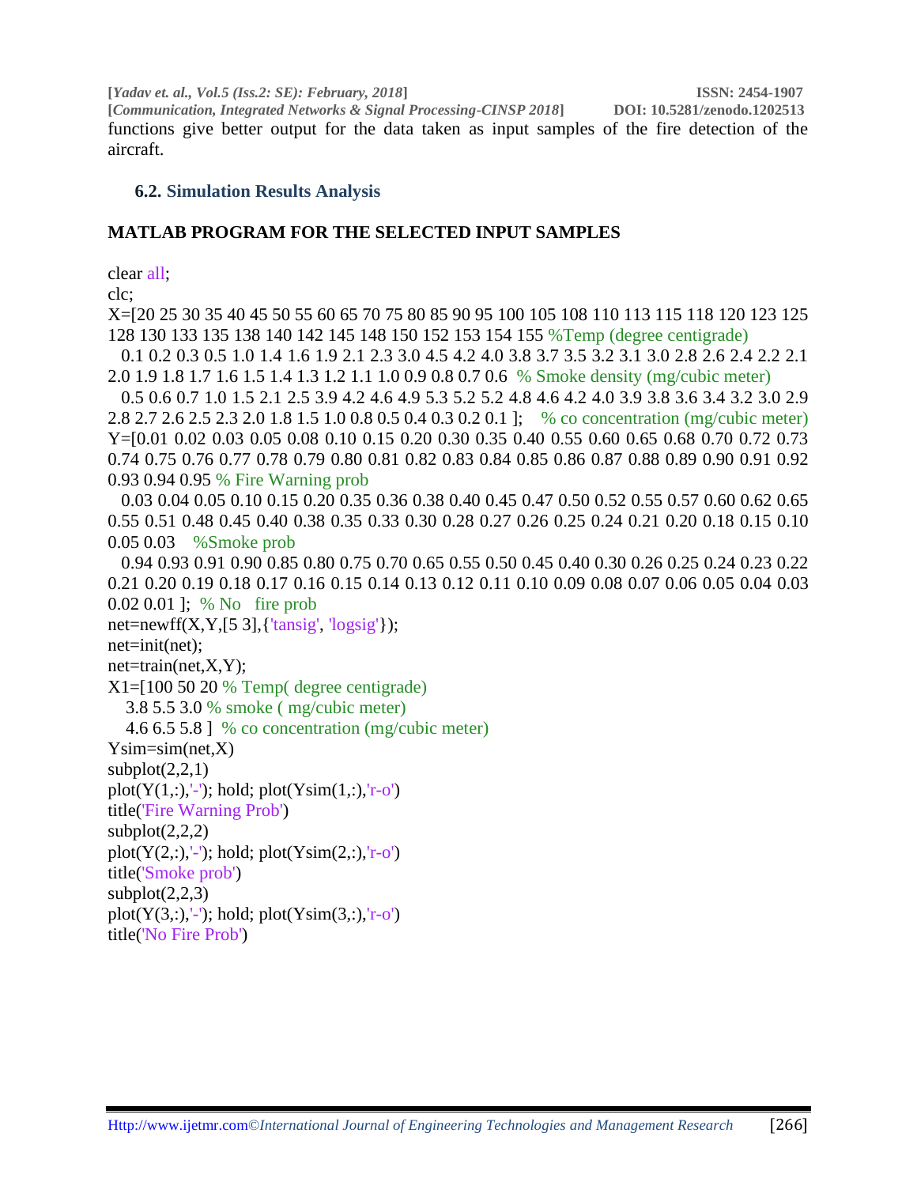functions give better output for the data taken as input samples of the fire detection of the aircraft.

### 6.2. Simulation Results Analysis

**MATLAB PROGRAM FOR THE SELECTED INPUT SAMPLES**

```
clear all;
clc;
X=[20 25 30 35 40 45 50 55 60 65 70 75 80 85 90 95 100 105 108 110 113 115 118 120 123 125
128 130 133 135 138 140 142 145 148 150 152 153 154 155 %Temp (degree centigrade)
  0.1 0.2 0.3 0.5 1.0 1.4 1.6 1.9 2.1 2.3 3.0 4.5 4.2 4.0 3.8 3.7 3.5 3.2 3.1 3.0 2.8 2.6 2.4 2.2 2.1
2.0 1.9 1.8 1.7 1.6 1.5 1.4 1.3 1.2 1.1 1.0 0.9 0.8 0.7 0.6  % Smoke density (mg/cubic meter)
  0.5 0.6 0.7 1.0 1.5 2.1 2.5 3.9 4.2 4.6 4.9 5.3 5.2 5.2 4.8 4.6 4.2 4.0 3.9 3.8 3.6 3.4 3.2 3.0 2.9
2.8 2.7 2.6 2.5 2.3 2.0 1.8 1.5 1.0 0.8 0.5 0.4 0.3 0.2 0.1 ];    % co concentration (mg/cubic meter)
Y=[0.01 0.02 0.03 0.05 0.08 0.10 0.15 0.20 0.30 0.35 0.40 0.55 0.60 0.65 0.68 0.70 0.72 0.73
0.74 0.75 0.76 0.77 0.78 0.79 0.80 0.81 0.82 0.83 0.84 0.85 0.86 0.87 0.88 0.89 0.90 0.91 0.92
0.93 0.94 0.95 % Fire Warning prob
  0.03 0.04 0.05 0.10 0.15 0.20 0.35 0.36 0.38 0.40 0.45 0.47 0.50 0.52 0.55 0.57 0.60 0.62 0.65
0.55 0.51 0.48 0.45 0.40 0.38 0.35 0.33 0.30 0.28 0.27 0.26 0.25 0.24 0.21 0.20 0.18 0.15 0.10
0.05 0.03    %Smoke prob
  0.94 0.93 0.91 0.90 0.85 0.80 0.75 0.70 0.65 0.55 0.50 0.45 0.40 0.30 0.26 0.25 0.24 0.23 0.22
0.21 0.20 0.19 0.18 0.17 0.16 0.15 0.14 0.13 0.12 0.11 0.10 0.09 0.08 0.07 0.06 0.05 0.04 0.03
0.02 0.01 ];  % No   fire prob
net=newff(X,Y,[5 3],{'tansig', 'logsig'});
net=init(net);
net=train(net,X,Y);
X1=[100 50 20 % Temp( degree centigrade)
   3.8 5.5 3.0 % smoke ( mg/cubic meter)
   4.6 6.5 5.8 ]  % co concentration (mg/cubic meter)
Ysim=sim(net,X)
subplot(2,2,1)
plot(Y(1,:),'-'); hold; plot(Ysim(1,:),'r-o')
title('Fire Warning Prob')
subplot(2,2,2)
plot(Y(2,:),'-'); hold; plot(Ysim(2,:),'r-o')
title('Smoke prob')
subplot(2,2,3)
plot(Y(3,:),'-'); hold; plot(Ysim(3,:),'r-o')
title('No Fire Prob')
```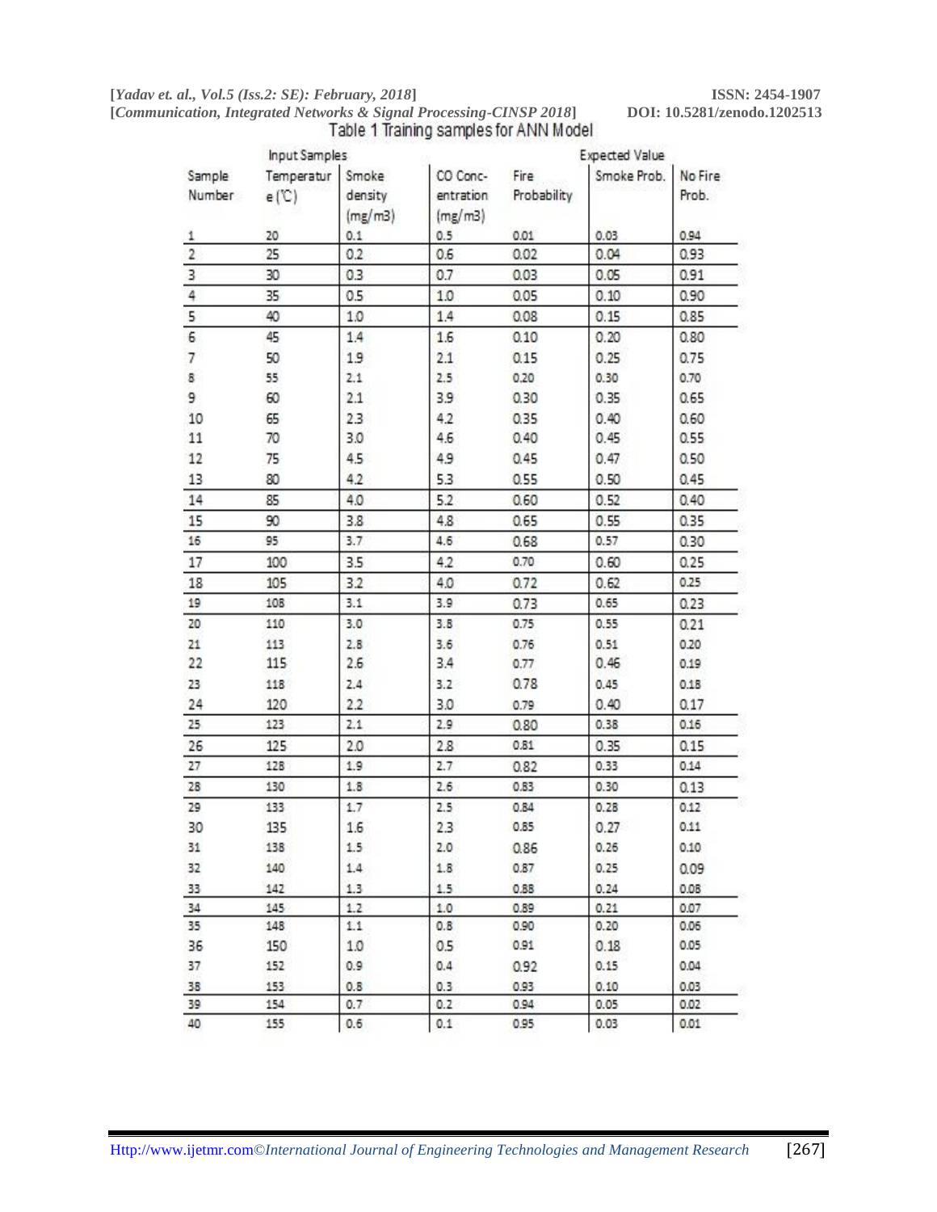Table 1 Training samples for ANN Model

| | Input Samples | | | Expected Value | | |
|---|---|---|---|---|---|---|
| Sample Number | Temperature (℃) | Smoke density (mg/m3) | CO Concentration (mg/m3) | Fire Probability | Smoke Prob. | No Fire Prob. |
| 1 | 20 | 0.1 | 0.5 | 0.01 | 0.03 | 0.94 |
| 2 | 25 | 0.2 | 0.6 | 0.02 | 0.04 | 0.93 |
| 3 | 30 | 0.3 | 0.7 | 0.03 | 0.05 | 0.91 |
| 4 | 35 | 0.5 | 1.0 | 0.05 | 0.10 | 0.90 |
| 5 | 40 | 1.0 | 1.4 | 0.08 | 0.15 | 0.85 |
| 6 | 45 | 1.4 | 1.6 | 0.10 | 0.20 | 0.80 |
| 7 | 50 | 1.9 | 2.1 | 0.15 | 0.25 | 0.75 |
| 8 | 55 | 2.1 | 2.5 | 0.20 | 0.30 | 0.70 |
| 9 | 60 | 2.1 | 3.9 | 0.30 | 0.35 | 0.65 |
| 10 | 65 | 2.3 | 4.2 | 0.35 | 0.40 | 0.60 |
| 11 | 70 | 3.0 | 4.6 | 0.40 | 0.45 | 0.55 |
| 12 | 75 | 4.5 | 4.9 | 0.45 | 0.47 | 0.50 |
| 13 | 80 | 4.2 | 5.3 | 0.55 | 0.50 | 0.45 |
| 14 | 85 | 4.0 | 5.2 | 0.60 | 0.52 | 0.40 |
| 15 | 90 | 3.8 | 4.8 | 0.65 | 0.55 | 0.35 |
| 16 | 95 | 3.7 | 4.6 | 0.68 | 0.57 | 0.30 |
| 17 | 100 | 3.5 | 4.2 | 0.70 | 0.60 | 0.25 |
| 18 | 105 | 3.2 | 4.0 | 0.72 | 0.62 | 0.25 |
| 19 | 108 | 3.1 | 3.9 | 0.73 | 0.65 | 0.23 |
| 20 | 110 | 3.0 | 3.8 | 0.75 | 0.55 | 0.21 |
| 21 | 113 | 2.8 | 3.6 | 0.76 | 0.51 | 0.20 |
| 22 | 115 | 2.6 | 3.4 | 0.77 | 0.46 | 0.19 |
| 23 | 118 | 2.4 | 3.2 | 0.78 | 0.45 | 0.18 |
| 24 | 120 | 2.2 | 3.0 | 0.79 | 0.40 | 0.17 |
| 25 | 123 | 2.1 | 2.9 | 0.80 | 0.38 | 0.16 |
| 26 | 125 | 2.0 | 2.8 | 0.81 | 0.35 | 0.15 |
| 27 | 128 | 1.9 | 2.7 | 0.82 | 0.33 | 0.14 |
| 28 | 130 | 1.8 | 2.6 | 0.83 | 0.30 | 0.13 |
| 29 | 133 | 1.7 | 2.5 | 0.84 | 0.28 | 0.12 |
| 30 | 135 | 1.6 | 2.3 | 0.85 | 0.27 | 0.11 |
| 31 | 138 | 1.5 | 2.0 | 0.86 | 0.26 | 0.10 |
| 32 | 140 | 1.4 | 1.8 | 0.87 | 0.25 | 0.09 |
| 33 | 142 | 1.3 | 1.5 | 0.88 | 0.24 | 0.08 |
| 34 | 145 | 1.2 | 1.0 | 0.89 | 0.21 | 0.07 |
| 35 | 148 | 1.1 | 0.8 | 0.90 | 0.20 | 0.06 |
| 36 | 150 | 1.0 | 0.5 | 0.91 | 0.18 | 0.05 |
| 37 | 152 | 0.9 | 0.4 | 0.92 | 0.15 | 0.04 |
| 38 | 153 | 0.8 | 0.3 | 0.93 | 0.10 | 0.03 |
| 39 | 154 | 0.7 | 0.2 | 0.94 | 0.05 | 0.02 |
| 40 | 155 | 0.6 | 0.1 | 0.95 | 0.03 | 0.01 |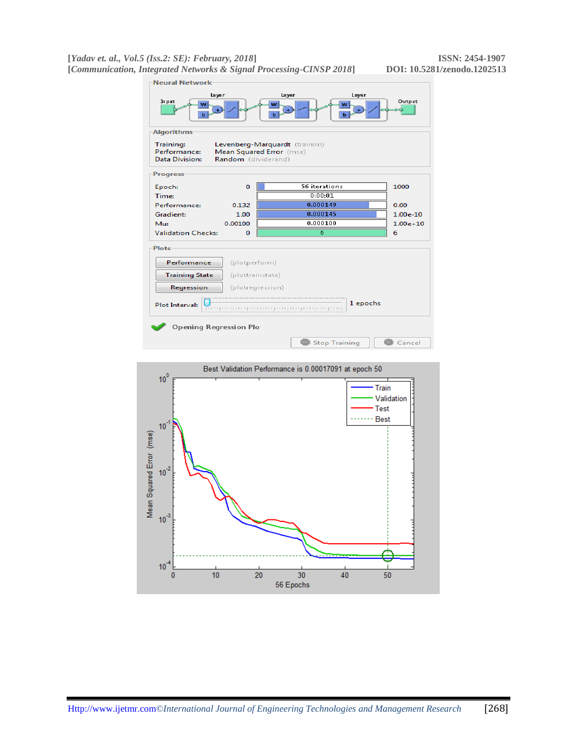**Neural Network**

Input → Layer → Layer → Layer → Output

**Algorithms**

Training: Levenberg-Marquardt (trainlm)
Performance: Mean Squared Error (mse)
Data Division: Random (dividerand)

**Progress**

| | | | |
|---|---|---|---|
| Epoch: | 0 | 56 iterations | 1000 |
| Time: | | 0:00:01 | |
| Performance: | 0.132 | 0.000149 | 0.00 |
| Gradient: | 1.00 | 0.000145 | 1.00e-10 |
| Mu: | 0.00100 | 0.000100 | 1.00e+10 |
| Validation Checks: | 0 | 6 | 6 |

**Plots**

Performance (plotperform)
Training State (plottrainstate)
Regression (plotregression)

Plot Interval: 1 epochs

Opening Regression Plo

Stop Training  Cancel

Best Validation Performance is 0.00017091 at epoch 50

Legend: Train, Validation, Test, Best

Mean Squared Error (mse): $10^{0}$, $10^{-1}$, $10^{-2}$, $10^{-3}$, $10^{-4}$

0 10 20 30 40 50

56 Epochs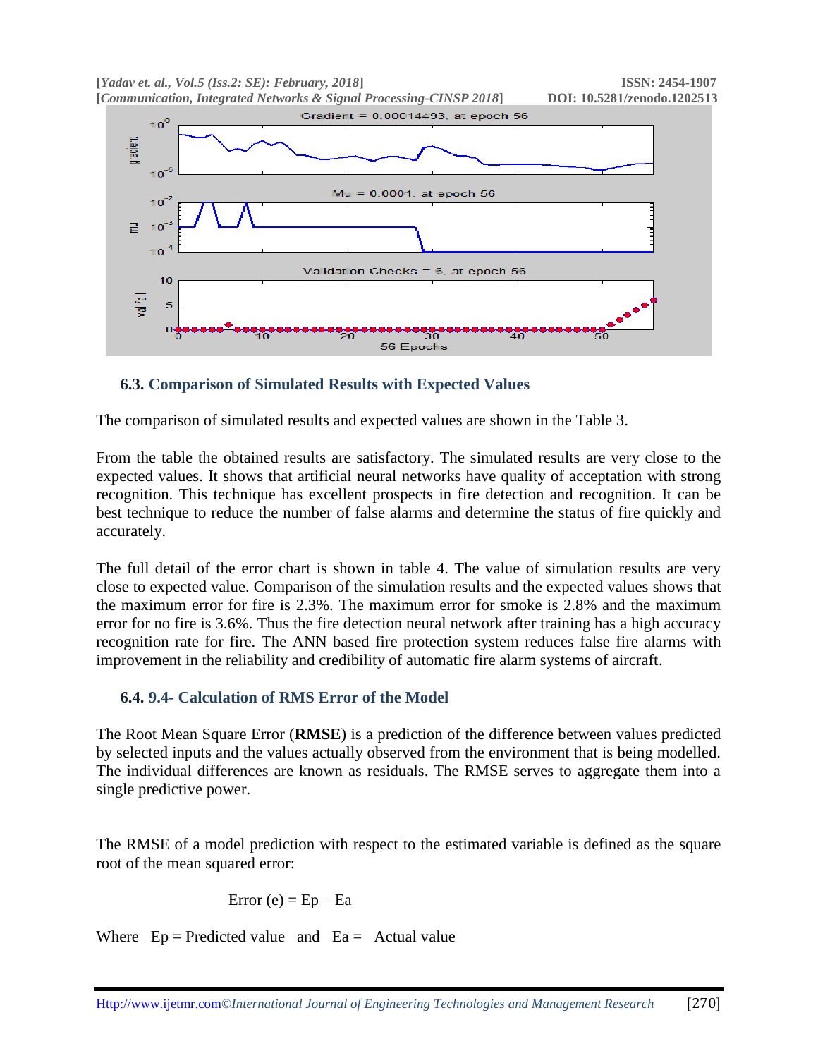### 6.3. Comparison of Simulated Results with Expected Values

The comparison of simulated results and expected values are shown in the Table 3.

From the table the obtained results are satisfactory. The simulated results are very close to the expected values. It shows that artificial neural networks have quality of acceptation with strong recognition. This technique has excellent prospects in fire detection and recognition. It can be best technique to reduce the number of false alarms and determine the status of fire quickly and accurately.

The full detail of the error chart is shown in table 4. The value of simulation results are very close to expected value. Comparison of the simulation results and the expected values shows that the maximum error for fire is 2.3%. The maximum error for smoke is 2.8% and the maximum error for no fire is 3.6%. Thus the fire detection neural network after training has a high accuracy recognition rate for fire. The ANN based fire protection system reduces false fire alarms with improvement in the reliability and credibility of automatic fire alarm systems of aircraft.

### 6.4. 9.4- Calculation of RMS Error of the Model

The Root Mean Square Error (**RMSE**) is a prediction of the difference between values predicted by selected inputs and the values actually observed from the environment that is being modelled. The individual differences are known as residuals. The RMSE serves to aggregate them into a single predictive power.

The RMSE of a model prediction with respect to the estimated variable is defined as the square root of the mean squared error:

$$\text{Error } (e) = E_p - E_a$$

Where $E_p$ = Predicted value and $E_a$ = Actual value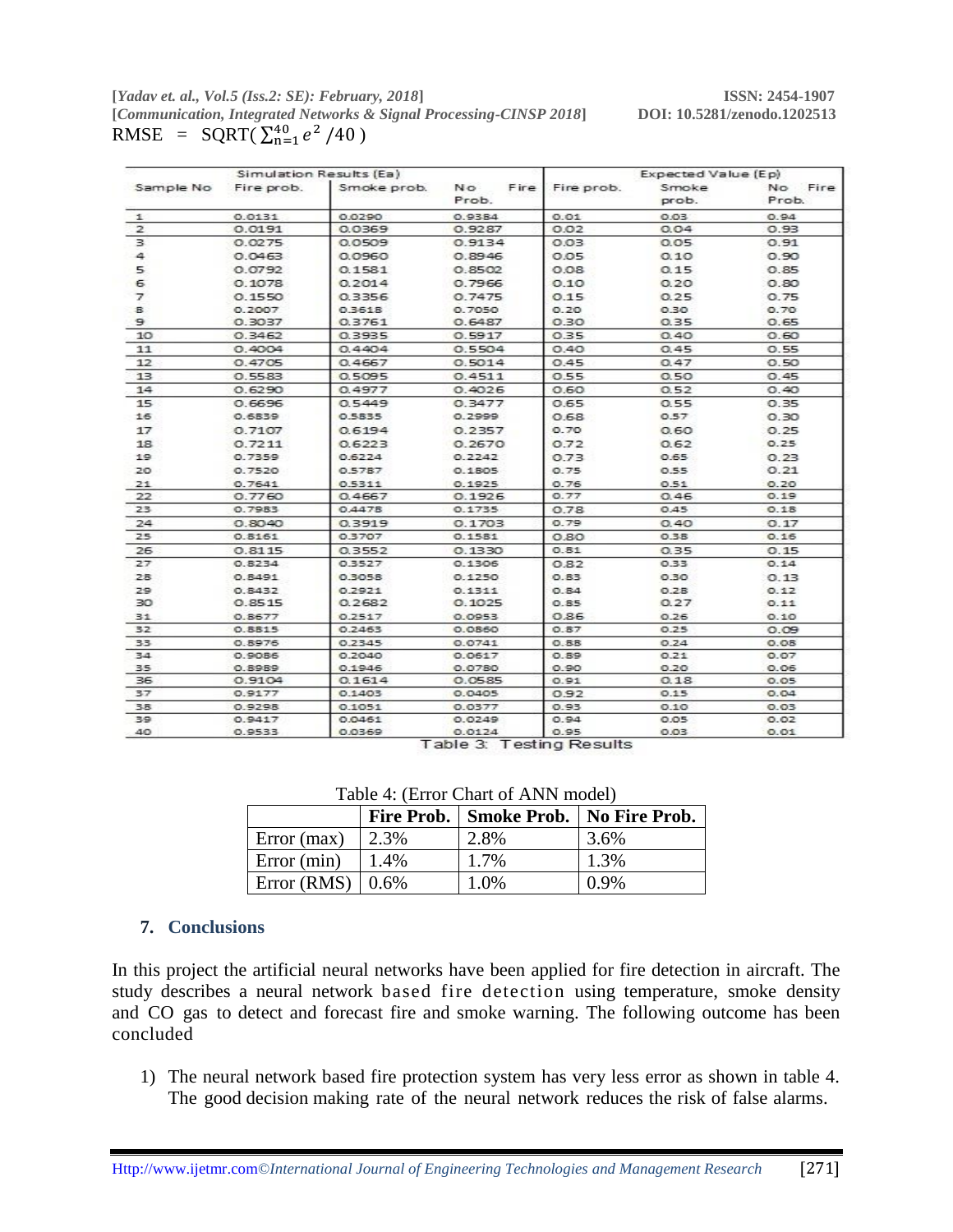RMSE = SQRT( $\sum_{n=1}^{40} e^2$ /40 )

| Sample No | Simulation Results (Ea) | | | Expected Value (Ep) | | |
|---|---|---|---|---|---|---|
| | Fire prob. | Smoke prob. | No Fire Prob. | Fire prob. | Smoke prob. | No Fire Prob. |
| 1 | 0.0131 | 0.0290 | 0.9384 | 0.01 | 0.03 | 0.94 |
| 2 | 0.0191 | 0.0369 | 0.9287 | 0.02 | 0.04 | 0.93 |
| 3 | 0.0275 | 0.0509 | 0.9134 | 0.03 | 0.05 | 0.91 |
| 4 | 0.0463 | 0.0960 | 0.8946 | 0.05 | 0.10 | 0.90 |
| 5 | 0.0792 | 0.1581 | 0.8502 | 0.08 | 0.15 | 0.85 |
| 6 | 0.1078 | 0.2014 | 0.7966 | 0.10 | 0.20 | 0.80 |
| 7 | 0.1550 | 0.3356 | 0.7475 | 0.15 | 0.25 | 0.75 |
| 8 | 0.2007 | 0.3618 | 0.7050 | 0.20 | 0.30 | 0.70 |
| 9 | 0.3037 | 0.3761 | 0.6487 | 0.30 | 0.35 | 0.65 |
| 10 | 0.3462 | 0.3935 | 0.5917 | 0.35 | 0.40 | 0.60 |
| 11 | 0.4004 | 0.4404 | 0.5504 | 0.40 | 0.45 | 0.55 |
| 12 | 0.4705 | 0.4667 | 0.5014 | 0.45 | 0.47 | 0.50 |
| 13 | 0.5583 | 0.5095 | 0.4511 | 0.55 | 0.50 | 0.45 |
| 14 | 0.6290 | 0.4977 | 0.4026 | 0.60 | 0.52 | 0.40 |
| 15 | 0.6696 | 0.5449 | 0.3477 | 0.65 | 0.55 | 0.35 |
| 16 | 0.6839 | 0.5835 | 0.2999 | 0.68 | 0.57 | 0.30 |
| 17 | 0.7107 | 0.6194 | 0.2357 | 0.70 | 0.60 | 0.25 |
| 18 | 0.7211 | 0.6223 | 0.2670 | 0.72 | 0.62 | 0.25 |
| 19 | 0.7359 | 0.6224 | 0.2242 | 0.73 | 0.65 | 0.23 |
| 20 | 0.7520 | 0.5787 | 0.1805 | 0.75 | 0.55 | 0.21 |
| 21 | 0.7641 | 0.5311 | 0.1925 | 0.76 | 0.51 | 0.20 |
| 22 | 0.7760 | 0.4667 | 0.1926 | 0.77 | 0.46 | 0.19 |
| 23 | 0.7983 | 0.4478 | 0.1735 | 0.78 | 0.45 | 0.18 |
| 24 | 0.8040 | 0.3919 | 0.1703 | 0.79 | 0.40 | 0.17 |
| 25 | 0.8161 | 0.3707 | 0.1581 | 0.80 | 0.38 | 0.16 |
| 26 | 0.8115 | 0.3552 | 0.1330 | 0.81 | 0.35 | 0.15 |
| 27 | 0.8234 | 0.3527 | 0.1306 | 0.82 | 0.33 | 0.14 |
| 28 | 0.8491 | 0.3058 | 0.1250 | 0.83 | 0.30 | 0.13 |
| 29 | 0.8432 | 0.2921 | 0.1311 | 0.84 | 0.28 | 0.12 |
| 30 | 0.8515 | 0.2682 | 0.1025 | 0.85 | 0.27 | 0.11 |
| 31 | 0.8677 | 0.2517 | 0.0953 | 0.86 | 0.26 | 0.10 |
| 32 | 0.8815 | 0.2463 | 0.0860 | 0.87 | 0.25 | 0.09 |
| 33 | 0.8976 | 0.2345 | 0.0741 | 0.88 | 0.24 | 0.08 |
| 34 | 0.9086 | 0.2040 | 0.0617 | 0.89 | 0.21 | 0.07 |
| 35 | 0.8989 | 0.1946 | 0.0780 | 0.90 | 0.20 | 0.06 |
| 36 | 0.9104 | 0.1614 | 0.0585 | 0.91 | 0.18 | 0.05 |
| 37 | 0.9177 | 0.1403 | 0.0405 | 0.92 | 0.15 | 0.04 |
| 38 | 0.9298 | 0.1051 | 0.0377 | 0.93 | 0.10 | 0.03 |
| 39 | 0.9417 | 0.0461 | 0.0249 | 0.94 | 0.05 | 0.02 |
| 40 | 0.9533 | 0.0369 | 0.0124 | 0.95 | 0.03 | 0.01 |

Table 3: Testing Results

Table 4: (Error Chart of ANN model)

| | Fire Prob. | Smoke Prob. | No Fire Prob. |
|---|---|---|---|
| Error (max) | 2.3% | 2.8% | 3.6% |
| Error (min) | 1.4% | 1.7% | 1.3% |
| Error (RMS) | 0.6% | 1.0% | 0.9% |

## 7. Conclusions

In this project the artificial neural networks have been applied for fire detection in aircraft. The study describes a neural network based fire detection using temperature, smoke density and CO gas to detect and forecast fire and smoke warning. The following outcome has been concluded

1) The neural network based fire protection system has very less error as shown in table 4. The good decision making rate of the neural network reduces the risk of false alarms.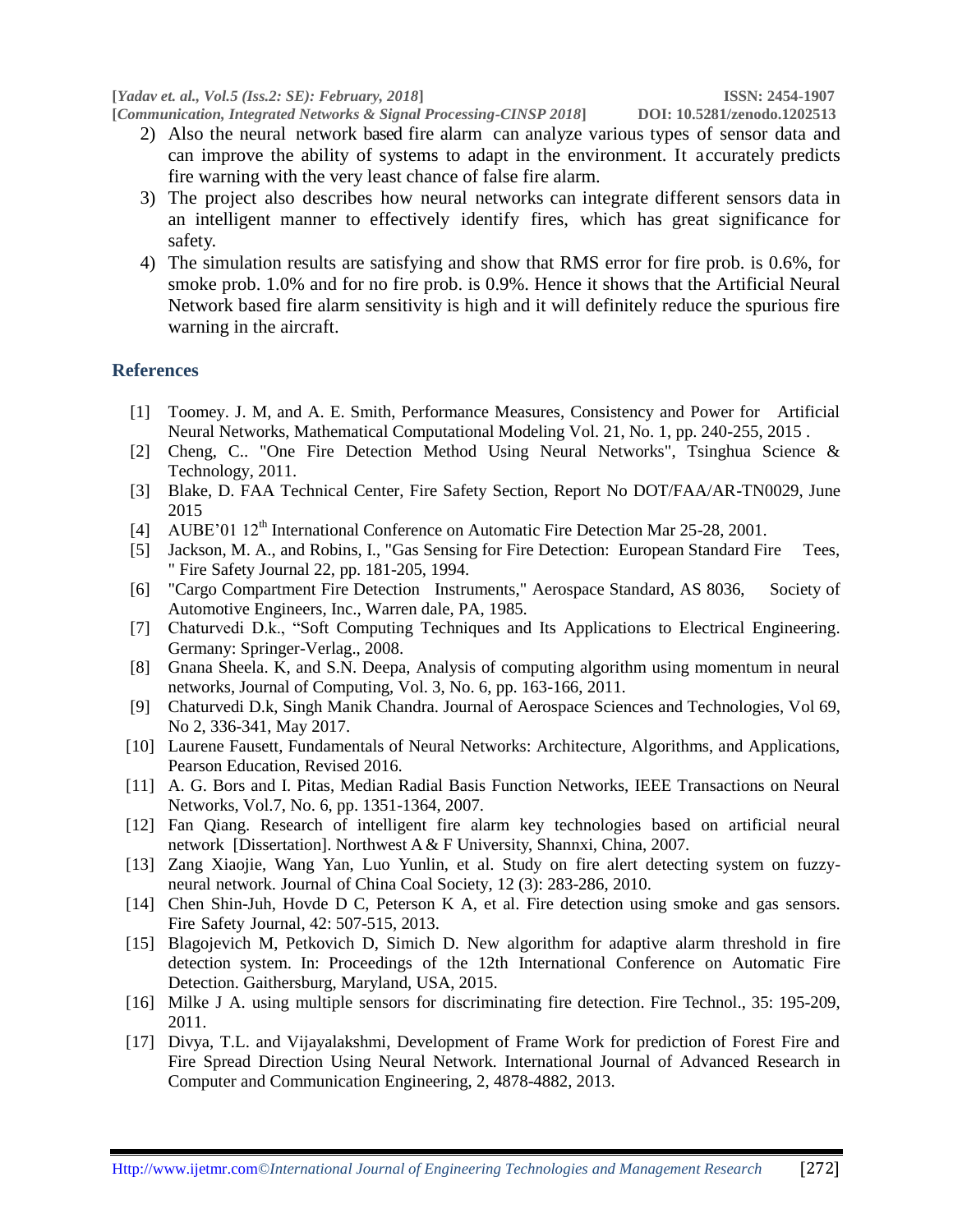2) Also the neural network based fire alarm can analyze various types of sensor data and can improve the ability of systems to adapt in the environment. It accurately predicts fire warning with the very least chance of false fire alarm.
3) The project also describes how neural networks can integrate different sensors data in an intelligent manner to effectively identify fires, which has great significance for safety.
4) The simulation results are satisfying and show that RMS error for fire prob. is 0.6%, for smoke prob. 1.0% and for no fire prob. is 0.9%. Hence it shows that the Artificial Neural Network based fire alarm sensitivity is high and it will definitely reduce the spurious fire warning in the aircraft.

## References

[1] Toomey. J. M, and A. E. Smith, Performance Measures, Consistency and Power for Artificial Neural Networks, Mathematical Computational Modeling Vol. 21, No. 1, pp. 240-255, 2015 .

[2] Cheng, C.. "One Fire Detection Method Using Neural Networks", Tsinghua Science & Technology, 2011.

[3] Blake, D. FAA Technical Center, Fire Safety Section, Report No DOT/FAA/AR-TN0029, June 2015

[4] AUBE'01 12th International Conference on Automatic Fire Detection Mar 25-28, 2001.

[5] Jackson, M. A., and Robins, I., "Gas Sensing for Fire Detection: European Standard Fire Tees, " Fire Safety Journal 22, pp. 181-205, 1994.

[6] "Cargo Compartment Fire Detection Instruments," Aerospace Standard, AS 8036, Society of Automotive Engineers, Inc., Warren dale, PA, 1985.

[7] Chaturvedi D.k., "Soft Computing Techniques and Its Applications to Electrical Engineering. Germany: Springer-Verlag., 2008.

[8] Gnana Sheela. K, and S.N. Deepa, Analysis of computing algorithm using momentum in neural networks, Journal of Computing, Vol. 3, No. 6, pp. 163-166, 2011.

[9] Chaturvedi D.k, Singh Manik Chandra. Journal of Aerospace Sciences and Technologies, Vol 69, No 2, 336-341, May 2017.

[10] Laurene Fausett, Fundamentals of Neural Networks: Architecture, Algorithms, and Applications, Pearson Education, Revised 2016.

[11] A. G. Bors and I. Pitas, Median Radial Basis Function Networks, IEEE Transactions on Neural Networks, Vol.7, No. 6, pp. 1351-1364, 2007.

[12] Fan Qiang. Research of intelligent fire alarm key technologies based on artificial neural network [Dissertation]. Northwest A & F University, Shannxi, China, 2007.

[13] Zang Xiaojie, Wang Yan, Luo Yunlin, et al. Study on fire alert detecting system on fuzzy-neural network. Journal of China Coal Society, 12 (3): 283-286, 2010.

[14] Chen Shin-Juh, Hovde D C, Peterson K A, et al. Fire detection using smoke and gas sensors. Fire Safety Journal, 42: 507-515, 2013.

[15] Blagojevich M, Petkovich D, Simich D. New algorithm for adaptive alarm threshold in fire detection system. In: Proceedings of the 12th International Conference on Automatic Fire Detection. Gaithersburg, Maryland, USA, 2015.

[16] Milke J A. using multiple sensors for discriminating fire detection. Fire Technol., 35: 195-209, 2011.

[17] Divya, T.L. and Vijayalakshmi, Development of Frame Work for prediction of Forest Fire and Fire Spread Direction Using Neural Network. International Journal of Advanced Research in Computer and Communication Engineering, 2, 4878-4882, 2013.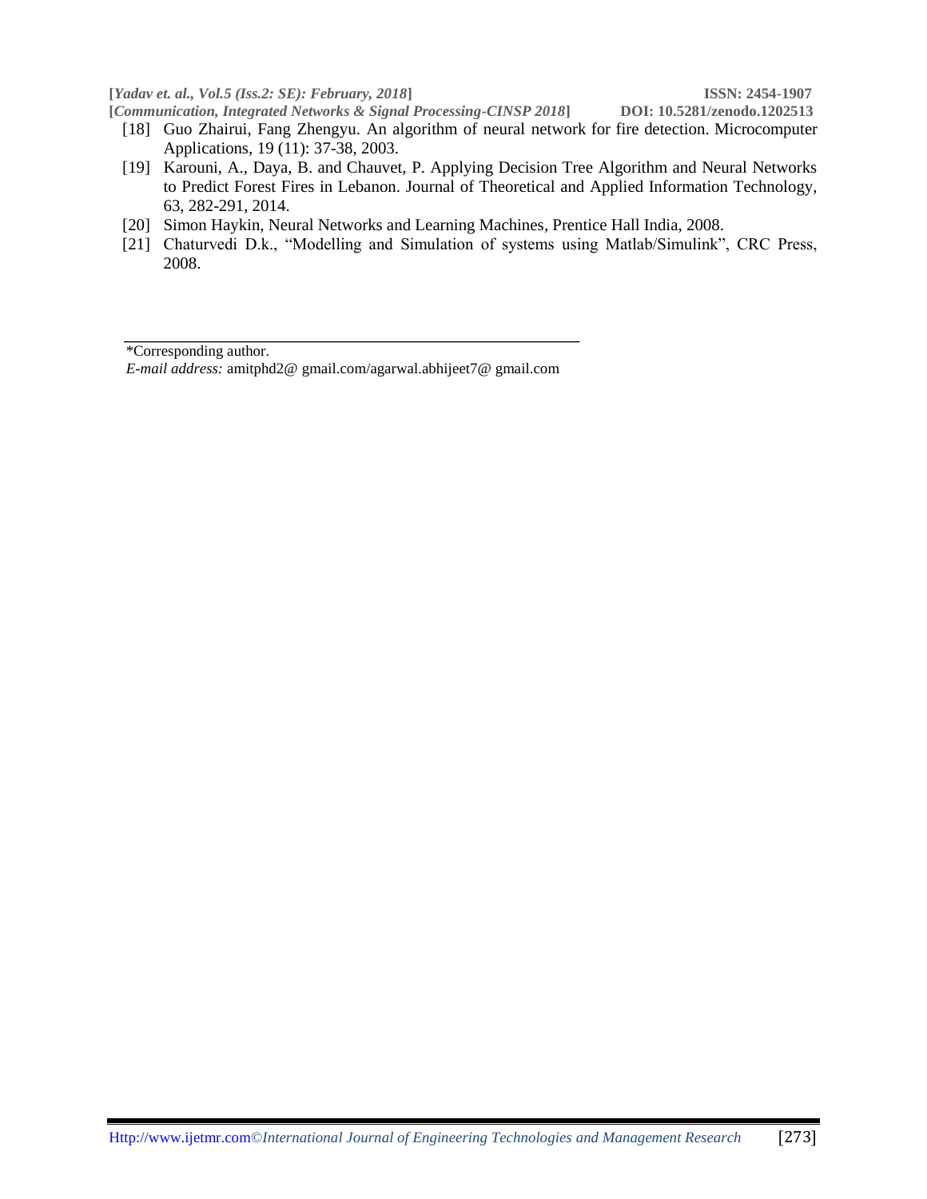[18] Guo Zhairui, Fang Zhengyu. An algorithm of neural network for fire detection. Microcomputer Applications, 19 (11): 37-38, 2003.

[19] Karouni, A., Daya, B. and Chauvet, P. Applying Decision Tree Algorithm and Neural Networks to Predict Forest Fires in Lebanon. Journal of Theoretical and Applied Information Technology, 63, 282-291, 2014.

[20] Simon Haykin, Neural Networks and Learning Machines, Prentice Hall India, 2008.

[21] Chaturvedi D.k., "Modelling and Simulation of systems using Matlab/Simulink", CRC Press, 2008.

---

*Corresponding author.

*E-mail address:* amitphd2@ gmail.com/agarwal.abhijeet7@ gmail.com